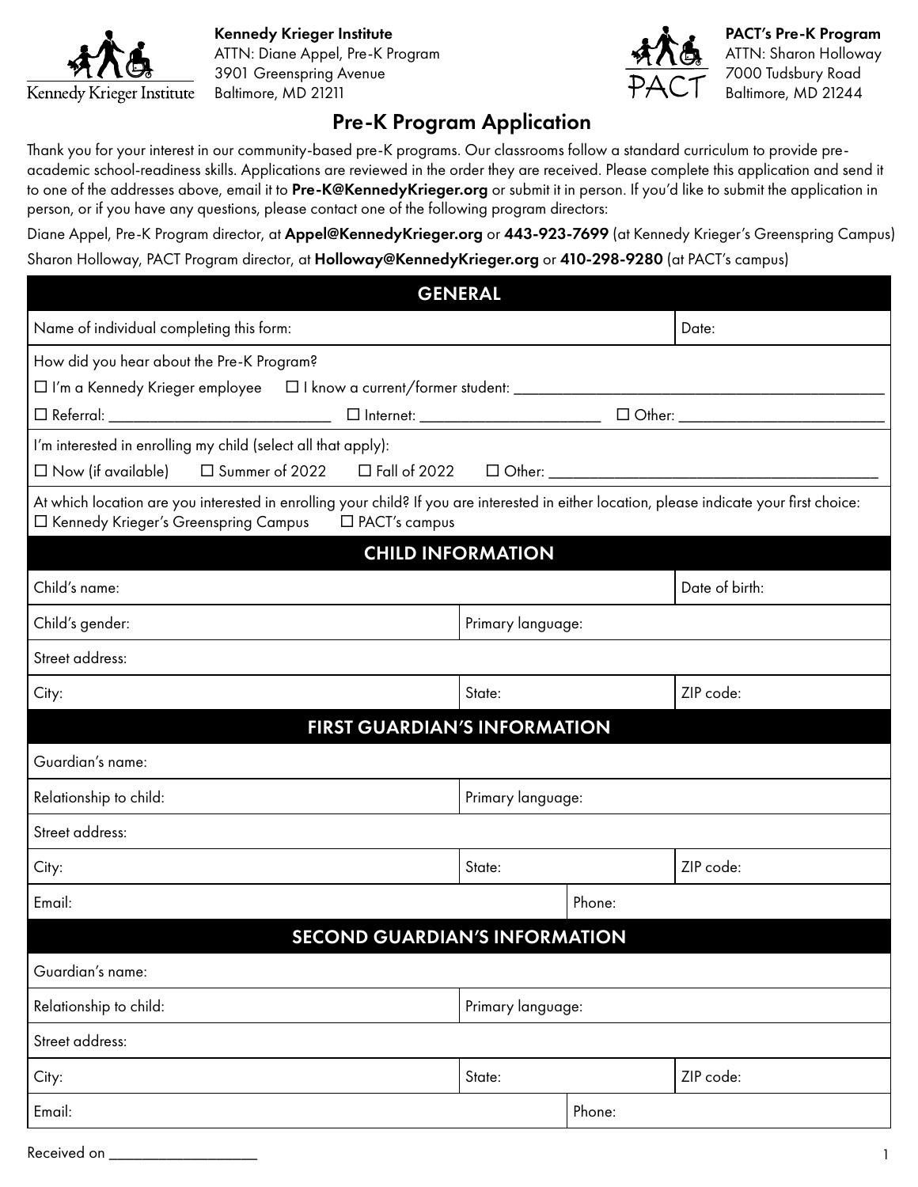**Kennedy Krieger Institute**
ATTN: Diane Appel, Pre-K Program
3901 Greenspring Avenue
Baltimore, MD 21211

**PACT's Pre-K Program**
ATTN: Sharon Holloway
7000 Tudsbury Road
Baltimore, MD 21244

# Pre-K Program Application

Thank you for your interest in our community-based pre-K programs. Our classrooms follow a standard curriculum to provide pre-academic school-readiness skills. Applications are reviewed in the order they are received. Please complete this application and send it to one of the addresses above, email it to **Pre-K@KennedyKrieger.org** or submit it in person. If you'd like to submit the application in person, or if you have any questions, please contact one of the following program directors:

Diane Appel, Pre-K Program director, at **Appel@KennedyKrieger.org** or **443-923-7699** (at Kennedy Krieger's Greenspring Campus)

Sharon Holloway, PACT Program director, at **Holloway@KennedyKrieger.org** or **410-298-9280** (at PACT's campus)

## GENERAL

Name of individual completing this form: Date:

How did you hear about the Pre-K Program?

☐ I'm a Kennedy Krieger employee ☐ I know a current/former student: ____________

☐ Referral: ____________ ☐ Internet: ____________ ☐ Other: ____________

I'm interested in enrolling my child (select all that apply):

☐ Now (if available) ☐ Summer of 2022 ☐ Fall of 2022 ☐ Other: ____________

At which location are you interested in enrolling your child? If you are interested in either location, please indicate your first choice:
☐ Kennedy Krieger's Greenspring Campus ☐ PACT's campus

## CHILD INFORMATION

| Child's name: | | Date of birth: |
|---|---|---|
| Child's gender: | Primary language: | |
| Street address: | | |
| City: | State: | ZIP code: |

## FIRST GUARDIAN'S INFORMATION

| Guardian's name: | | |
|---|---|---|
| Relationship to child: | Primary language: | |
| Street address: | | |
| City: | State: | ZIP code: |
| Email: | Phone: | |

## SECOND GUARDIAN'S INFORMATION

| Guardian's name: | | |
|---|---|---|
| Relationship to child: | Primary language: | |
| Street address: | | |
| City: | State: | ZIP code: |
| Email: | Phone: | |

Received on ____________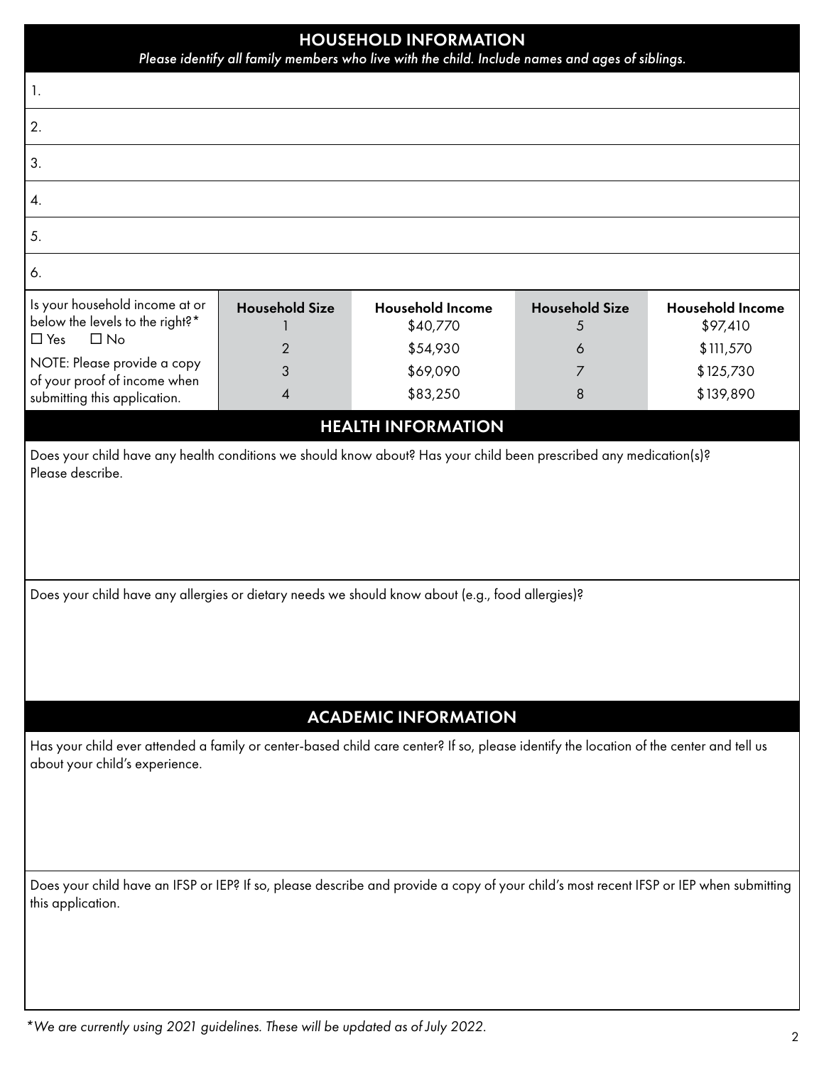## HOUSEHOLD INFORMATION

*Please identify all family members who live with the child. Include names and ages of siblings.*

1.

2.

3.

4.

5.

6.

| Is your household income at or below the levels to the right?* ☐ Yes ☐ No NOTE: Please provide a copy of your proof of income when submitting this application. | Household Size | Household Income | Household Size | Household Income |
|---|---|---|---|---|
| | 1 | $40,770 | 5 | $97,410 |
| | 2 | $54,930 | 6 | $111,570 |
| | 3 | $69,090 | 7 | $125,730 |
| | 4 | $83,250 | 8 | $139,890 |

## HEALTH INFORMATION

Does your child have any health conditions we should know about? Has your child been prescribed any medication(s)? Please describe.

Does your child have any allergies or dietary needs we should know about (e.g., food allergies)?

## ACADEMIC INFORMATION

Has your child ever attended a family or center-based child care center? If so, please identify the location of the center and tell us about your child's experience.

Does your child have an IFSP or IEP? If so, please describe and provide a copy of your child's most recent IFSP or IEP when submitting this application.

*\*We are currently using 2021 guidelines. These will be updated as of July 2022.*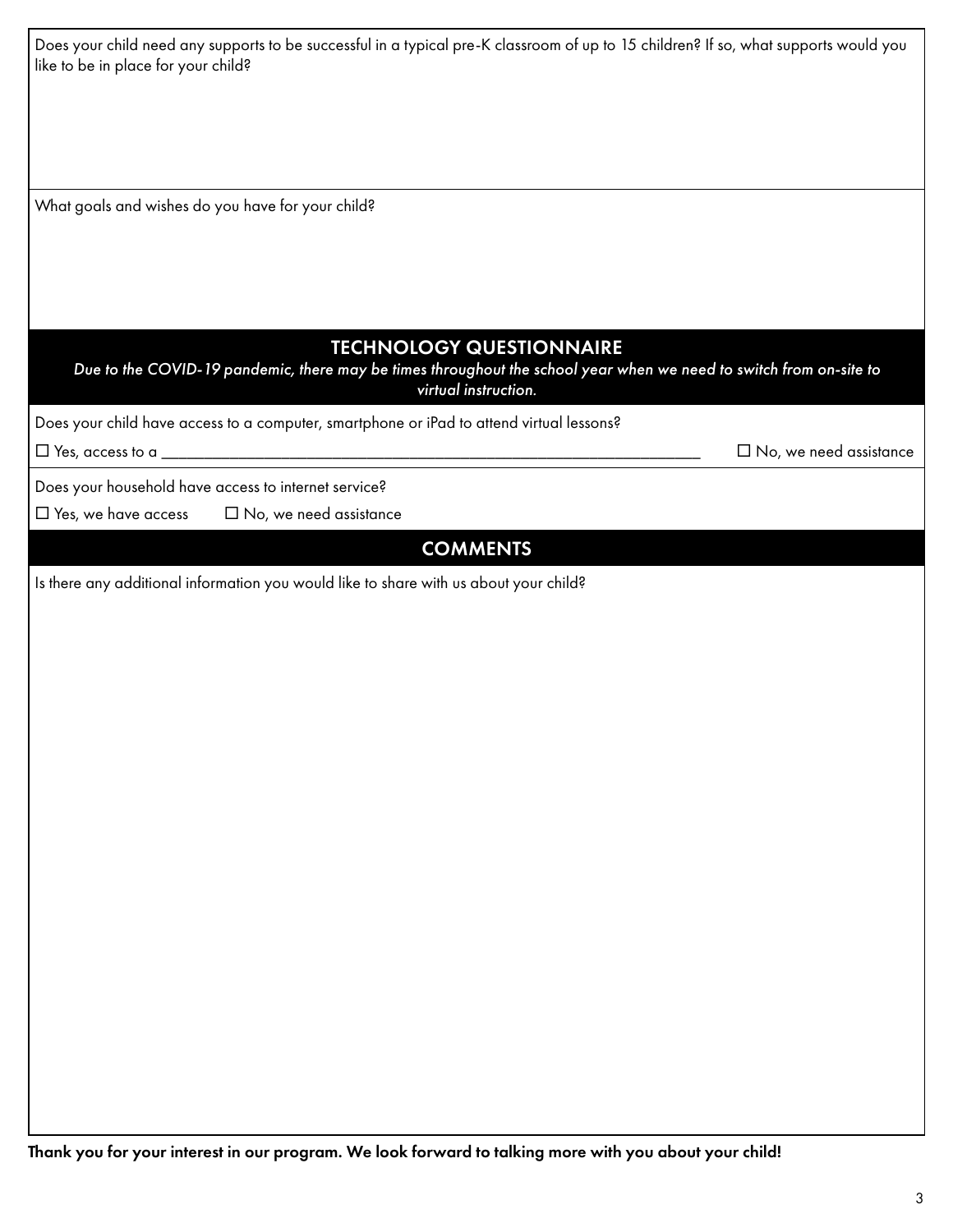Does your child need any supports to be successful in a typical pre-K classroom of up to 15 children? If so, what supports would you like to be in place for your child?

What goals and wishes do you have for your child?

## TECHNOLOGY QUESTIONNAIRE

*Due to the COVID-19 pandemic, there may be times throughout the school year when we need to switch from on-site to virtual instruction.*

Does your child have access to a computer, smartphone or iPad to attend virtual lessons?

☐ Yes, access to a ____________________________________________________________ ☐ No, we need assistance

Does your household have access to internet service?

☐ Yes, we have access ☐ No, we need assistance

## COMMENTS

Is there any additional information you would like to share with us about your child?

**Thank you for your interest in our program. We look forward to talking more with you about your child!**